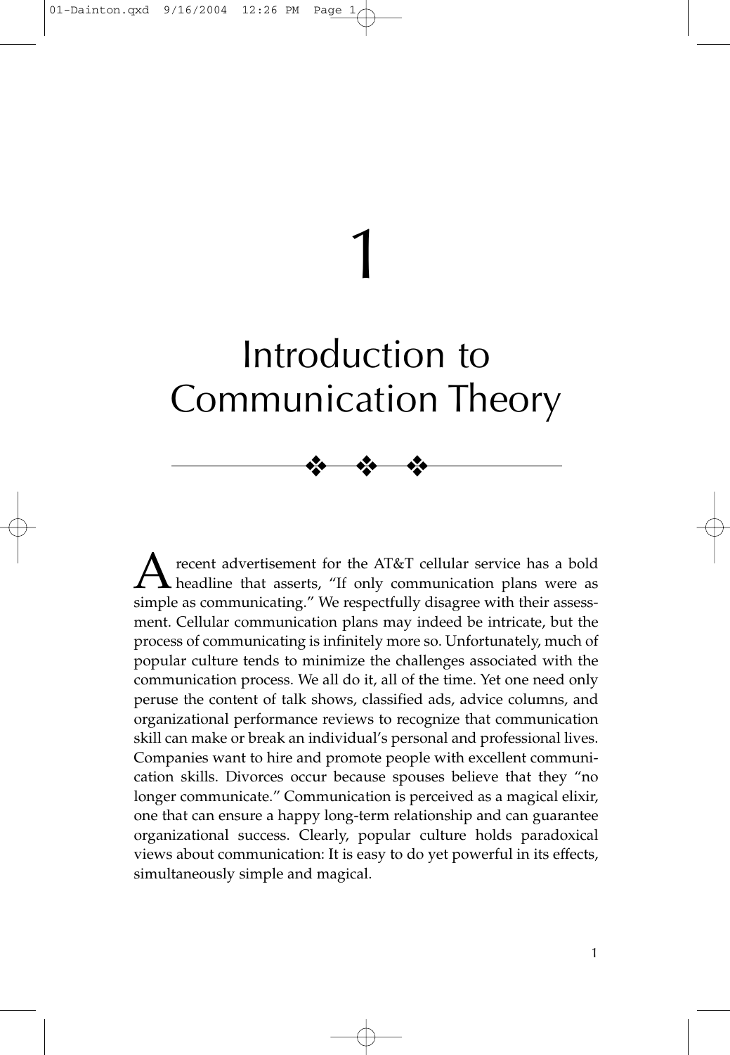# 1

# Introduction to Communication Theory

A recent advertisement for the AT&T cellular service has a bold headline that asserts, "If only communication plans were as simple as communicating." We respectfully disagree with their assessment. Cellular communication plans may indeed be intricate, but the process of communicating is infinitely more so. Unfortunately, much of popular culture tends to minimize the challenges associated with the communication process. We all do it, all of the time. Yet one need only peruse the content of talk shows, classified ads, advice columns, and organizational performance reviews to recognize that communication skill can make or break an individual's personal and professional lives. Companies want to hire and promote people with excellent communication skills. Divorces occur because spouses believe that they "no longer communicate." Communication is perceived as a magical elixir, one that can ensure a happy long-term relationship and can guarantee organizational success. Clearly, popular culture holds paradoxical views about communication: It is easy to do yet powerful in its effects, simultaneously simple and magical.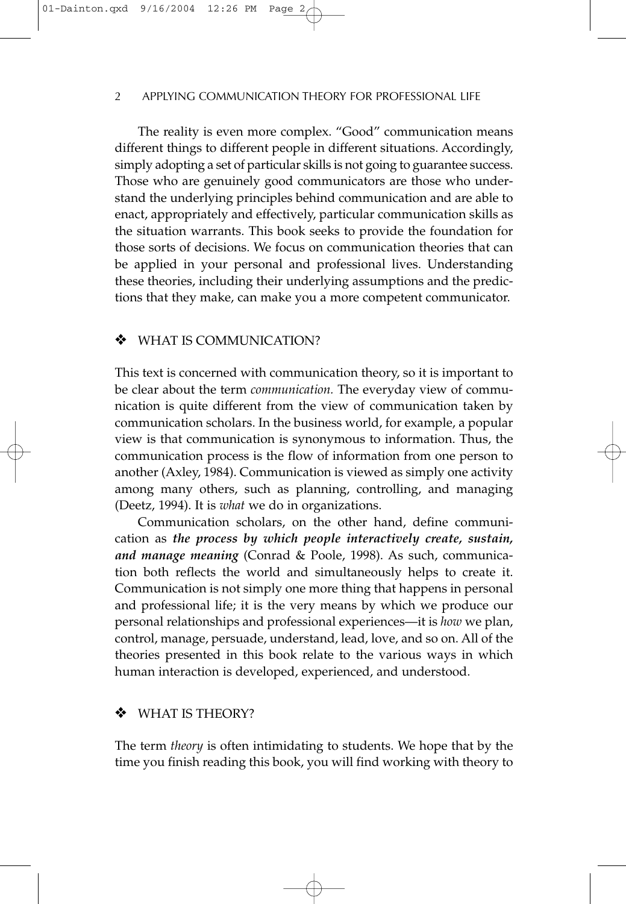The reality is even more complex. "Good" communication means different things to different people in different situations. Accordingly, simply adopting a set of particular skills is not going to guarantee success. Those who are genuinely good communicators are those who understand the underlying principles behind communication and are able to enact, appropriately and effectively, particular communication skills as the situation warrants. This book seeks to provide the foundation for those sorts of decisions. We focus on communication theories that can be applied in your personal and professional lives. Understanding these theories, including their underlying assumptions and the predictions that they make, can make you a more competent communicator.

## ❖ WHAT IS COMMUNICATION?

This text is concerned with communication theory, so it is important to be clear about the term *communication.* The everyday view of communication is quite different from the view of communication taken by communication scholars. In the business world, for example, a popular view is that communication is synonymous to information. Thus, the communication process is the flow of information from one person to another (Axley, 1984). Communication is viewed as simply one activity among many others, such as planning, controlling, and managing (Deetz, 1994). It is *what* we do in organizations.

Communication scholars, on the other hand, define communication as ***the process by which people interactively create, sustain, and manage meaning*** (Conrad & Poole, 1998). As such, communication both reflects the world and simultaneously helps to create it. Communication is not simply one more thing that happens in personal and professional life; it is the very means by which we produce our personal relationships and professional experiences—it is *how* we plan, control, manage, persuade, understand, lead, love, and so on. All of the theories presented in this book relate to the various ways in which human interaction is developed, experienced, and understood.

## ❖ WHAT IS THEORY?

The term *theory* is often intimidating to students. We hope that by the time you finish reading this book, you will find working with theory to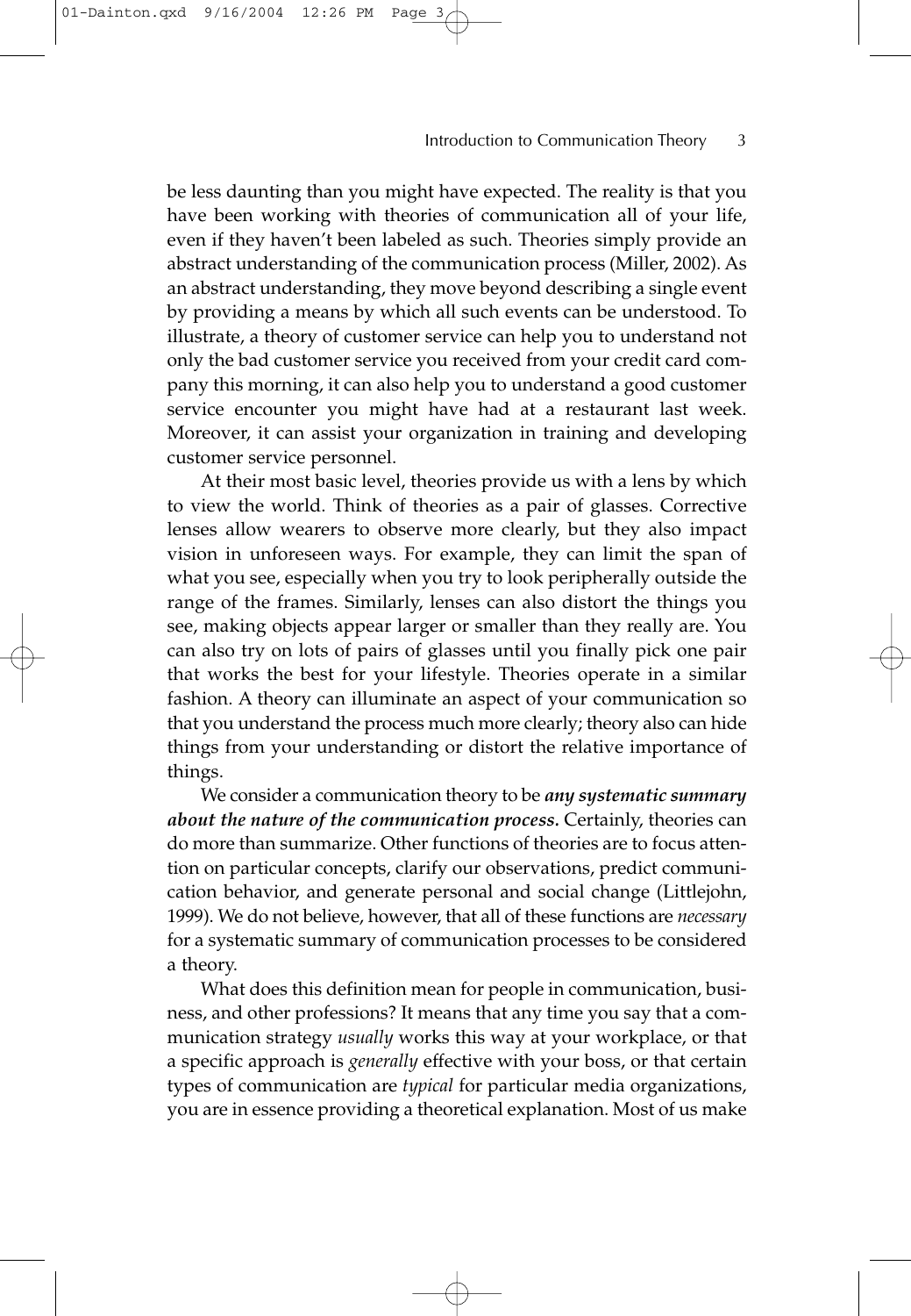be less daunting than you might have expected. The reality is that you have been working with theories of communication all of your life, even if they haven't been labeled as such. Theories simply provide an abstract understanding of the communication process (Miller, 2002). As an abstract understanding, they move beyond describing a single event by providing a means by which all such events can be understood. To illustrate, a theory of customer service can help you to understand not only the bad customer service you received from your credit card company this morning, it can also help you to understand a good customer service encounter you might have had at a restaurant last week. Moreover, it can assist your organization in training and developing customer service personnel.

At their most basic level, theories provide us with a lens by which to view the world. Think of theories as a pair of glasses. Corrective lenses allow wearers to observe more clearly, but they also impact vision in unforeseen ways. For example, they can limit the span of what you see, especially when you try to look peripherally outside the range of the frames. Similarly, lenses can also distort the things you see, making objects appear larger or smaller than they really are. You can also try on lots of pairs of glasses until you finally pick one pair that works the best for your lifestyle. Theories operate in a similar fashion. A theory can illuminate an aspect of your communication so that you understand the process much more clearly; theory also can hide things from your understanding or distort the relative importance of things.

We consider a communication theory to be ***any systematic summary about the nature of the communication process.*** Certainly, theories can do more than summarize. Other functions of theories are to focus attention on particular concepts, clarify our observations, predict communication behavior, and generate personal and social change (Littlejohn, 1999). We do not believe, however, that all of these functions are *necessary* for a systematic summary of communication processes to be considered a theory.

What does this definition mean for people in communication, business, and other professions? It means that any time you say that a communication strategy *usually* works this way at your workplace, or that a specific approach is *generally* effective with your boss, or that certain types of communication are *typical* for particular media organizations, you are in essence providing a theoretical explanation. Most of us make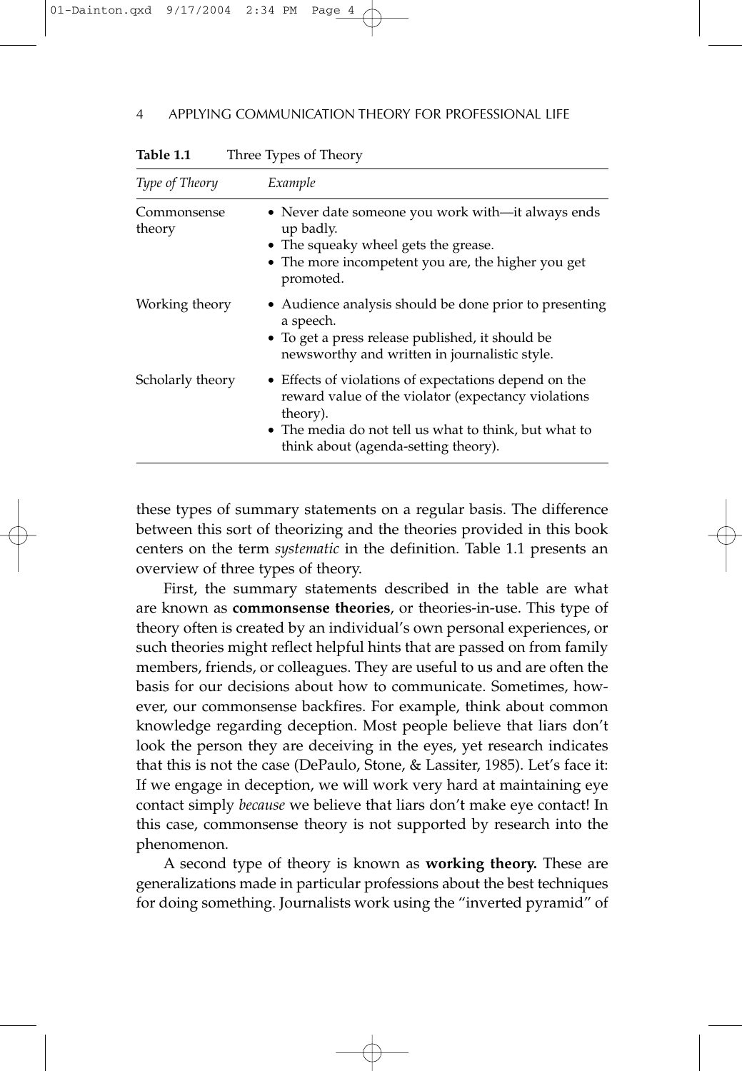**Table 1.1** Three Types of Theory

| *Type of Theory* | *Example* |
|---|---|
| Commonsense theory | • Never date someone you work with—it always ends up badly. • The squeaky wheel gets the grease. • The more incompetent you are, the higher you get promoted. |
| Working theory | • Audience analysis should be done prior to presenting a speech. • To get a press release published, it should be newsworthy and written in journalistic style. |
| Scholarly theory | • Effects of violations of expectations depend on the reward value of the violator (expectancy violations theory). • The media do not tell us what to think, but what to think about (agenda-setting theory). |

these types of summary statements on a regular basis. The difference between this sort of theorizing and the theories provided in this book centers on the term *systematic* in the definition. Table 1.1 presents an overview of three types of theory.

First, the summary statements described in the table are what are known as **commonsense theories**, or theories-in-use. This type of theory often is created by an individual's own personal experiences, or such theories might reflect helpful hints that are passed on from family members, friends, or colleagues. They are useful to us and are often the basis for our decisions about how to communicate. Sometimes, however, our commonsense backfires. For example, think about common knowledge regarding deception. Most people believe that liars don't look the person they are deceiving in the eyes, yet research indicates that this is not the case (DePaulo, Stone, & Lassiter, 1985). Let's face it: If we engage in deception, we will work very hard at maintaining eye contact simply *because* we believe that liars don't make eye contact! In this case, commonsense theory is not supported by research into the phenomenon.

A second type of theory is known as **working theory.** These are generalizations made in particular professions about the best techniques for doing something. Journalists work using the "inverted pyramid" of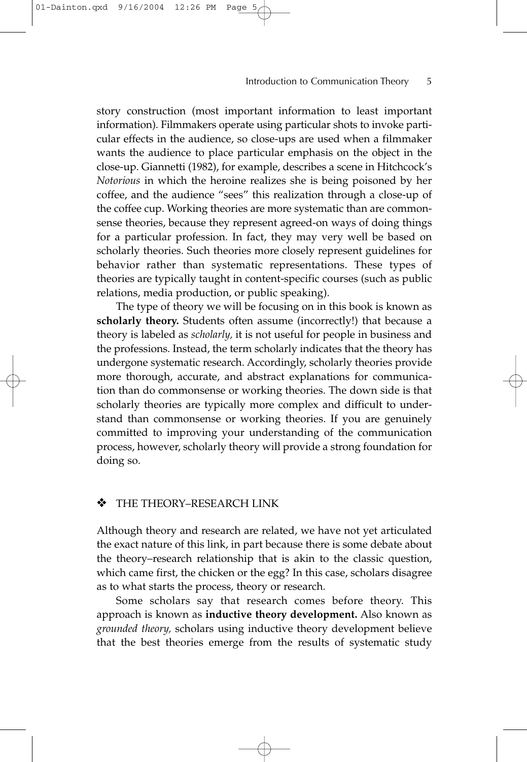story construction (most important information to least important information). Filmmakers operate using particular shots to invoke particular effects in the audience, so close-ups are used when a filmmaker wants the audience to place particular emphasis on the object in the close-up. Giannetti (1982), for example, describes a scene in Hitchcock's *Notorious* in which the heroine realizes she is being poisoned by her coffee, and the audience "sees" this realization through a close-up of the coffee cup. Working theories are more systematic than are commonsense theories, because they represent agreed-on ways of doing things for a particular profession. In fact, they may very well be based on scholarly theories. Such theories more closely represent guidelines for behavior rather than systematic representations. These types of theories are typically taught in content-specific courses (such as public relations, media production, or public speaking).

The type of theory we will be focusing on in this book is known as **scholarly theory.** Students often assume (incorrectly!) that because a theory is labeled as *scholarly,* it is not useful for people in business and the professions. Instead, the term scholarly indicates that the theory has undergone systematic research. Accordingly, scholarly theories provide more thorough, accurate, and abstract explanations for communication than do commonsense or working theories. The down side is that scholarly theories are typically more complex and difficult to understand than commonsense or working theories. If you are genuinely committed to improving your understanding of the communication process, however, scholarly theory will provide a strong foundation for doing so.

## ❖ THE THEORY–RESEARCH LINK

Although theory and research are related, we have not yet articulated the exact nature of this link, in part because there is some debate about the theory–research relationship that is akin to the classic question, which came first, the chicken or the egg? In this case, scholars disagree as to what starts the process, theory or research.

Some scholars say that research comes before theory. This approach is known as **inductive theory development.** Also known as *grounded theory,* scholars using inductive theory development believe that the best theories emerge from the results of systematic study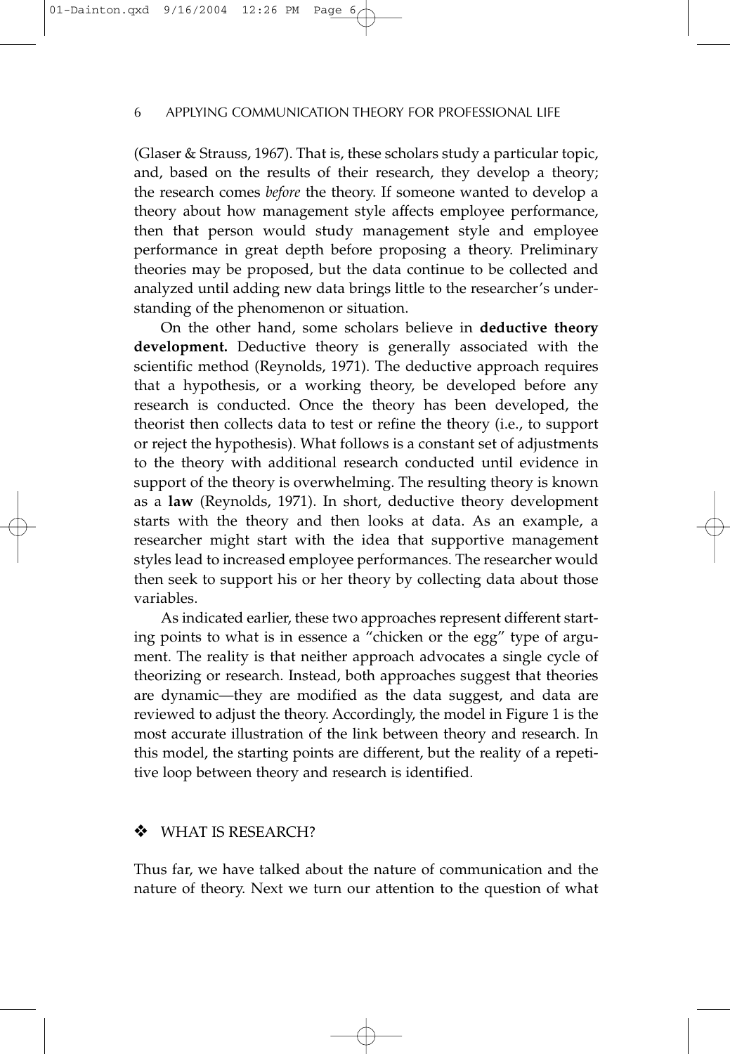(Glaser & Strauss, 1967). That is, these scholars study a particular topic, and, based on the results of their research, they develop a theory; the research comes *before* the theory. If someone wanted to develop a theory about how management style affects employee performance, then that person would study management style and employee performance in great depth before proposing a theory. Preliminary theories may be proposed, but the data continue to be collected and analyzed until adding new data brings little to the researcher's understanding of the phenomenon or situation.

On the other hand, some scholars believe in **deductive theory development.** Deductive theory is generally associated with the scientific method (Reynolds, 1971). The deductive approach requires that a hypothesis, or a working theory, be developed before any research is conducted. Once the theory has been developed, the theorist then collects data to test or refine the theory (i.e., to support or reject the hypothesis). What follows is a constant set of adjustments to the theory with additional research conducted until evidence in support of the theory is overwhelming. The resulting theory is known as a **law** (Reynolds, 1971). In short, deductive theory development starts with the theory and then looks at data. As an example, a researcher might start with the idea that supportive management styles lead to increased employee performances. The researcher would then seek to support his or her theory by collecting data about those variables.

As indicated earlier, these two approaches represent different starting points to what is in essence a "chicken or the egg" type of argument. The reality is that neither approach advocates a single cycle of theorizing or research. Instead, both approaches suggest that theories are dynamic—they are modified as the data suggest, and data are reviewed to adjust the theory. Accordingly, the model in Figure 1 is the most accurate illustration of the link between theory and research. In this model, the starting points are different, but the reality of a repetitive loop between theory and research is identified.

## ❖ WHAT IS RESEARCH?

Thus far, we have talked about the nature of communication and the nature of theory. Next we turn our attention to the question of what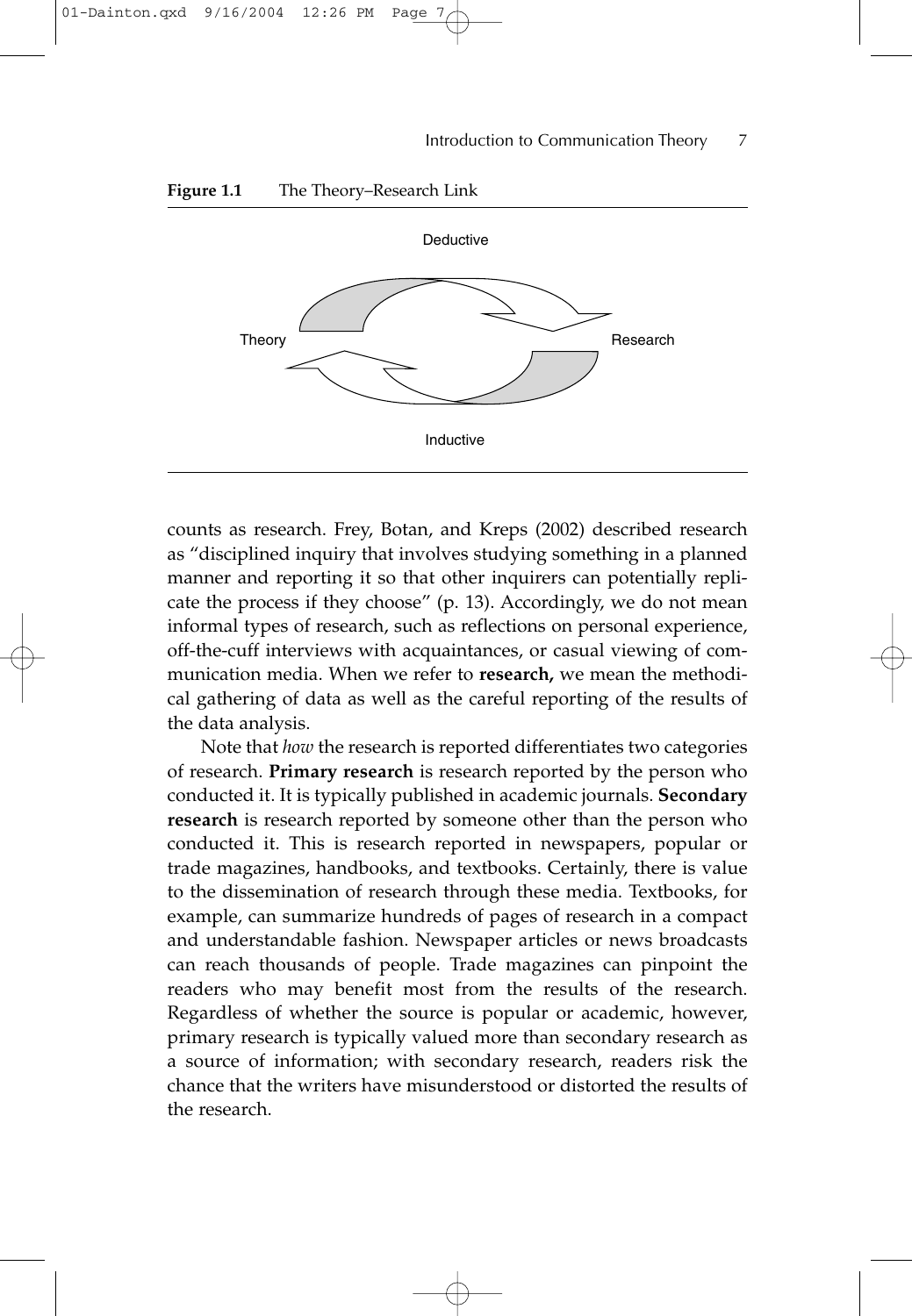**Figure 1.1** The Theory–Research Link

Deductive

Theory Research

Inductive

counts as research. Frey, Botan, and Kreps (2002) described research as "disciplined inquiry that involves studying something in a planned manner and reporting it so that other inquirers can potentially replicate the process if they choose" (p. 13). Accordingly, we do not mean informal types of research, such as reflections on personal experience, off-the-cuff interviews with acquaintances, or casual viewing of communication media. When we refer to **research,** we mean the methodical gathering of data as well as the careful reporting of the results of the data analysis.

Note that *how* the research is reported differentiates two categories of research. **Primary research** is research reported by the person who conducted it. It is typically published in academic journals. **Secondary research** is research reported by someone other than the person who conducted it. This is research reported in newspapers, popular or trade magazines, handbooks, and textbooks. Certainly, there is value to the dissemination of research through these media. Textbooks, for example, can summarize hundreds of pages of research in a compact and understandable fashion. Newspaper articles or news broadcasts can reach thousands of people. Trade magazines can pinpoint the readers who may benefit most from the results of the research. Regardless of whether the source is popular or academic, however, primary research is typically valued more than secondary research as a source of information; with secondary research, readers risk the chance that the writers have misunderstood or distorted the results of the research.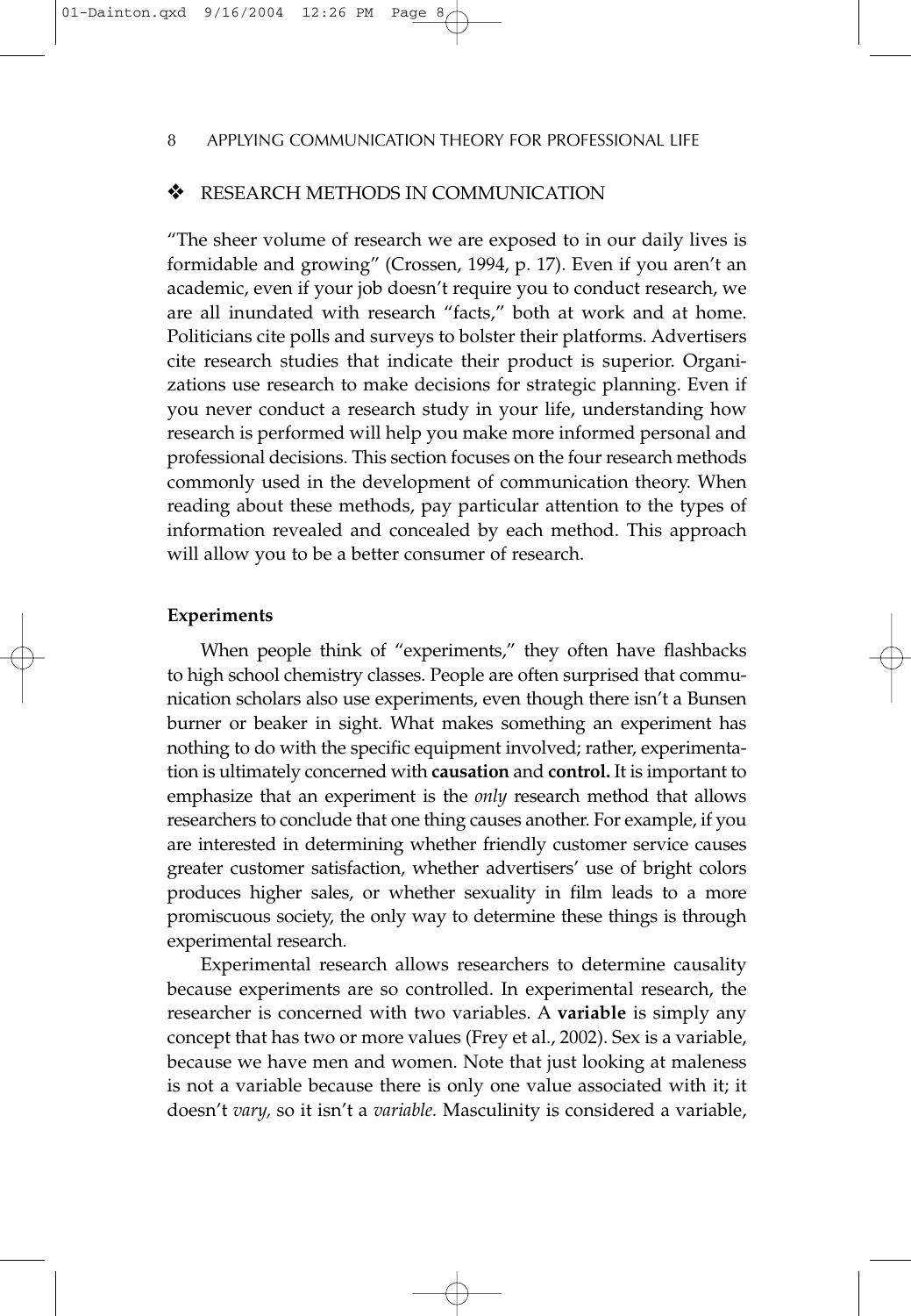## ❖ RESEARCH METHODS IN COMMUNICATION

"The sheer volume of research we are exposed to in our daily lives is formidable and growing" (Crossen, 1994, p. 17). Even if you aren't an academic, even if your job doesn't require you to conduct research, we are all inundated with research "facts," both at work and at home. Politicians cite polls and surveys to bolster their platforms. Advertisers cite research studies that indicate their product is superior. Organizations use research to make decisions for strategic planning. Even if you never conduct a research study in your life, understanding how research is performed will help you make more informed personal and professional decisions. This section focuses on the four research methods commonly used in the development of communication theory. When reading about these methods, pay particular attention to the types of information revealed and concealed by each method. This approach will allow you to be a better consumer of research.

### Experiments

When people think of "experiments," they often have flashbacks to high school chemistry classes. People are often surprised that communication scholars also use experiments, even though there isn't a Bunsen burner or beaker in sight. What makes something an experiment has nothing to do with the specific equipment involved; rather, experimentation is ultimately concerned with **causation** and **control.** It is important to emphasize that an experiment is the *only* research method that allows researchers to conclude that one thing causes another. For example, if you are interested in determining whether friendly customer service causes greater customer satisfaction, whether advertisers' use of bright colors produces higher sales, or whether sexuality in film leads to a more promiscuous society, the only way to determine these things is through experimental research.

Experimental research allows researchers to determine causality because experiments are so controlled. In experimental research, the researcher is concerned with two variables. A **variable** is simply any concept that has two or more values (Frey et al., 2002). Sex is a variable, because we have men and women. Note that just looking at maleness is not a variable because there is only one value associated with it; it doesn't *vary,* so it isn't a *variable.* Masculinity is considered a variable,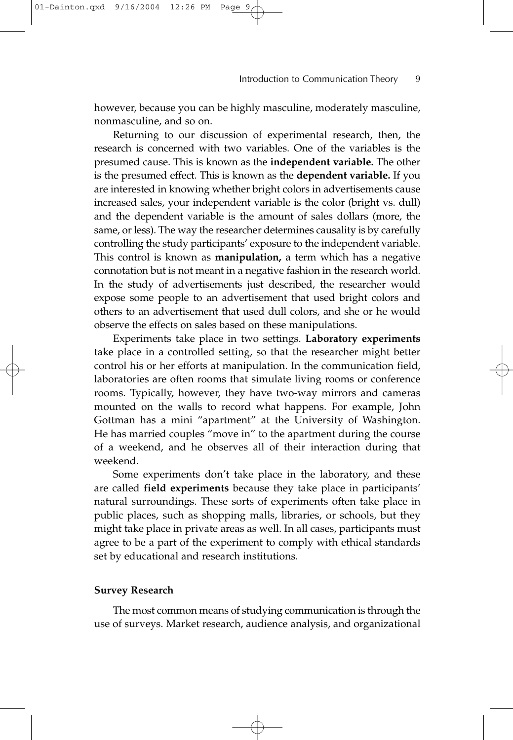however, because you can be highly masculine, moderately masculine, nonmasculine, and so on.

Returning to our discussion of experimental research, then, the research is concerned with two variables. One of the variables is the presumed cause. This is known as the **independent variable.** The other is the presumed effect. This is known as the **dependent variable.** If you are interested in knowing whether bright colors in advertisements cause increased sales, your independent variable is the color (bright vs. dull) and the dependent variable is the amount of sales dollars (more, the same, or less). The way the researcher determines causality is by carefully controlling the study participants' exposure to the independent variable. This control is known as **manipulation,** a term which has a negative connotation but is not meant in a negative fashion in the research world. In the study of advertisements just described, the researcher would expose some people to an advertisement that used bright colors and others to an advertisement that used dull colors, and she or he would observe the effects on sales based on these manipulations.

Experiments take place in two settings. **Laboratory experiments** take place in a controlled setting, so that the researcher might better control his or her efforts at manipulation. In the communication field, laboratories are often rooms that simulate living rooms or conference rooms. Typically, however, they have two-way mirrors and cameras mounted on the walls to record what happens. For example, John Gottman has a mini "apartment" at the University of Washington. He has married couples "move in" to the apartment during the course of a weekend, and he observes all of their interaction during that weekend.

Some experiments don't take place in the laboratory, and these are called **field experiments** because they take place in participants' natural surroundings. These sorts of experiments often take place in public places, such as shopping malls, libraries, or schools, but they might take place in private areas as well. In all cases, participants must agree to be a part of the experiment to comply with ethical standards set by educational and research institutions.

### Survey Research

The most common means of studying communication is through the use of surveys. Market research, audience analysis, and organizational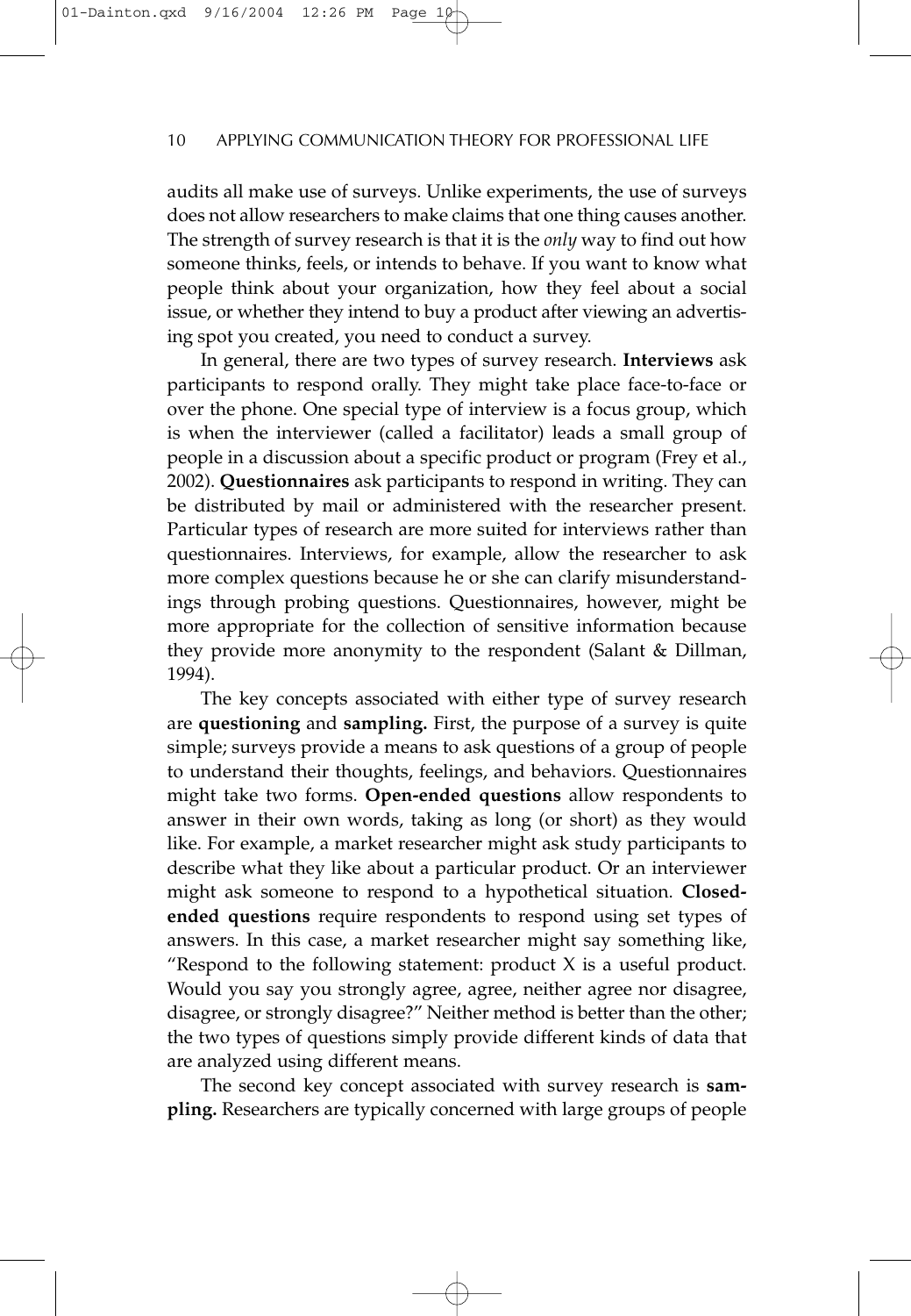audits all make use of surveys. Unlike experiments, the use of surveys does not allow researchers to make claims that one thing causes another. The strength of survey research is that it is the *only* way to find out how someone thinks, feels, or intends to behave. If you want to know what people think about your organization, how they feel about a social issue, or whether they intend to buy a product after viewing an advertising spot you created, you need to conduct a survey.

In general, there are two types of survey research. **Interviews** ask participants to respond orally. They might take place face-to-face or over the phone. One special type of interview is a focus group, which is when the interviewer (called a facilitator) leads a small group of people in a discussion about a specific product or program (Frey et al., 2002). **Questionnaires** ask participants to respond in writing. They can be distributed by mail or administered with the researcher present. Particular types of research are more suited for interviews rather than questionnaires. Interviews, for example, allow the researcher to ask more complex questions because he or she can clarify misunderstandings through probing questions. Questionnaires, however, might be more appropriate for the collection of sensitive information because they provide more anonymity to the respondent (Salant & Dillman, 1994).

The key concepts associated with either type of survey research are **questioning** and **sampling.** First, the purpose of a survey is quite simple; surveys provide a means to ask questions of a group of people to understand their thoughts, feelings, and behaviors. Questionnaires might take two forms. **Open-ended questions** allow respondents to answer in their own words, taking as long (or short) as they would like. For example, a market researcher might ask study participants to describe what they like about a particular product. Or an interviewer might ask someone to respond to a hypothetical situation. **Closed-ended questions** require respondents to respond using set types of answers. In this case, a market researcher might say something like, "Respond to the following statement: product X is a useful product. Would you say you strongly agree, agree, neither agree nor disagree, disagree, or strongly disagree?" Neither method is better than the other; the two types of questions simply provide different kinds of data that are analyzed using different means.

The second key concept associated with survey research is **sampling.** Researchers are typically concerned with large groups of people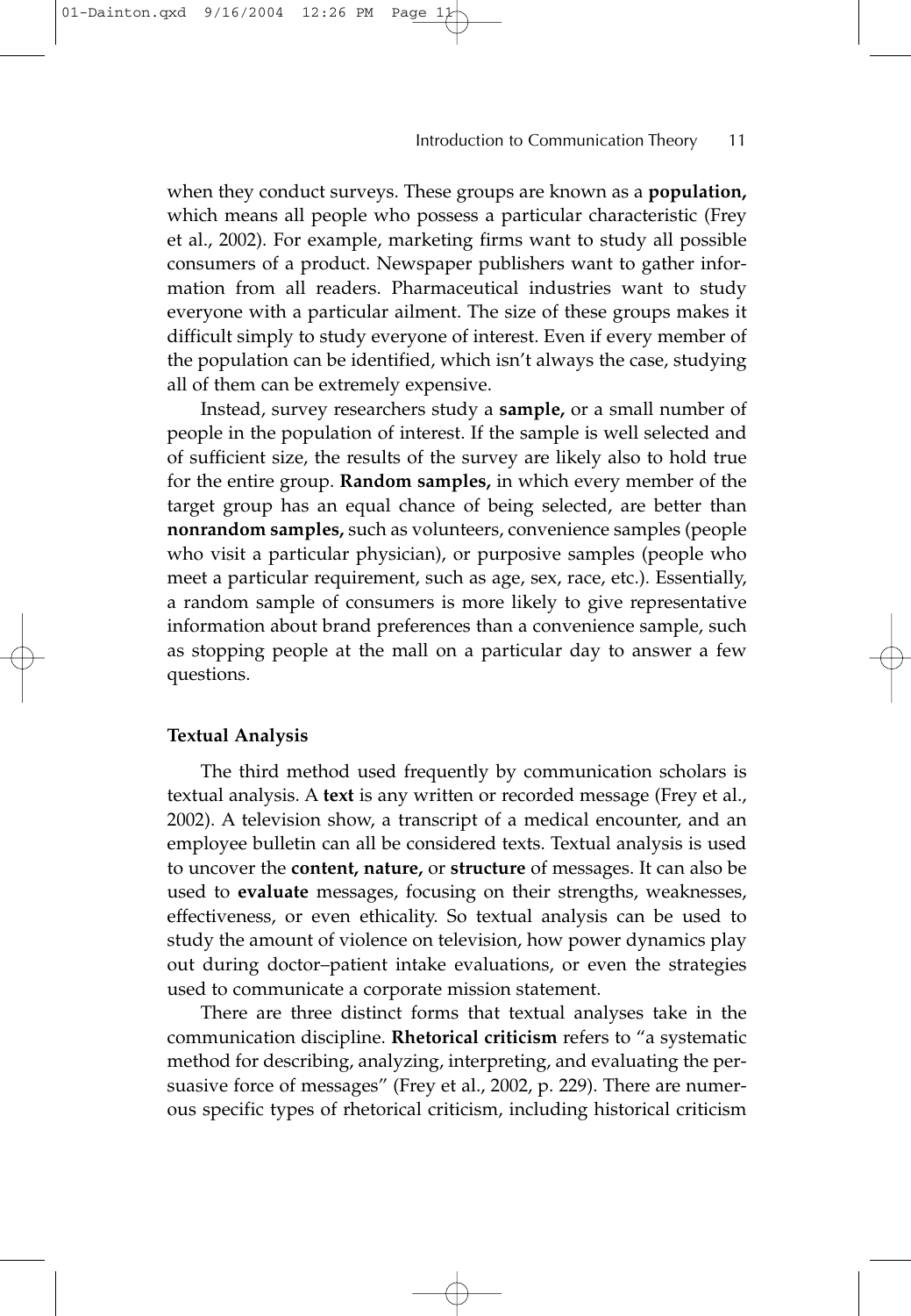when they conduct surveys. These groups are known as a **population,** which means all people who possess a particular characteristic (Frey et al., 2002). For example, marketing firms want to study all possible consumers of a product. Newspaper publishers want to gather information from all readers. Pharmaceutical industries want to study everyone with a particular ailment. The size of these groups makes it difficult simply to study everyone of interest. Even if every member of the population can be identified, which isn't always the case, studying all of them can be extremely expensive.

Instead, survey researchers study a **sample,** or a small number of people in the population of interest. If the sample is well selected and of sufficient size, the results of the survey are likely also to hold true for the entire group. **Random samples,** in which every member of the target group has an equal chance of being selected, are better than **nonrandom samples,** such as volunteers, convenience samples (people who visit a particular physician), or purposive samples (people who meet a particular requirement, such as age, sex, race, etc.). Essentially, a random sample of consumers is more likely to give representative information about brand preferences than a convenience sample, such as stopping people at the mall on a particular day to answer a few questions.

### Textual Analysis

The third method used frequently by communication scholars is textual analysis. A **text** is any written or recorded message (Frey et al., 2002). A television show, a transcript of a medical encounter, and an employee bulletin can all be considered texts. Textual analysis is used to uncover the **content, nature,** or **structure** of messages. It can also be used to **evaluate** messages, focusing on their strengths, weaknesses, effectiveness, or even ethicality. So textual analysis can be used to study the amount of violence on television, how power dynamics play out during doctor–patient intake evaluations, or even the strategies used to communicate a corporate mission statement.

There are three distinct forms that textual analyses take in the communication discipline. **Rhetorical criticism** refers to "a systematic method for describing, analyzing, interpreting, and evaluating the persuasive force of messages" (Frey et al., 2002, p. 229). There are numerous specific types of rhetorical criticism, including historical criticism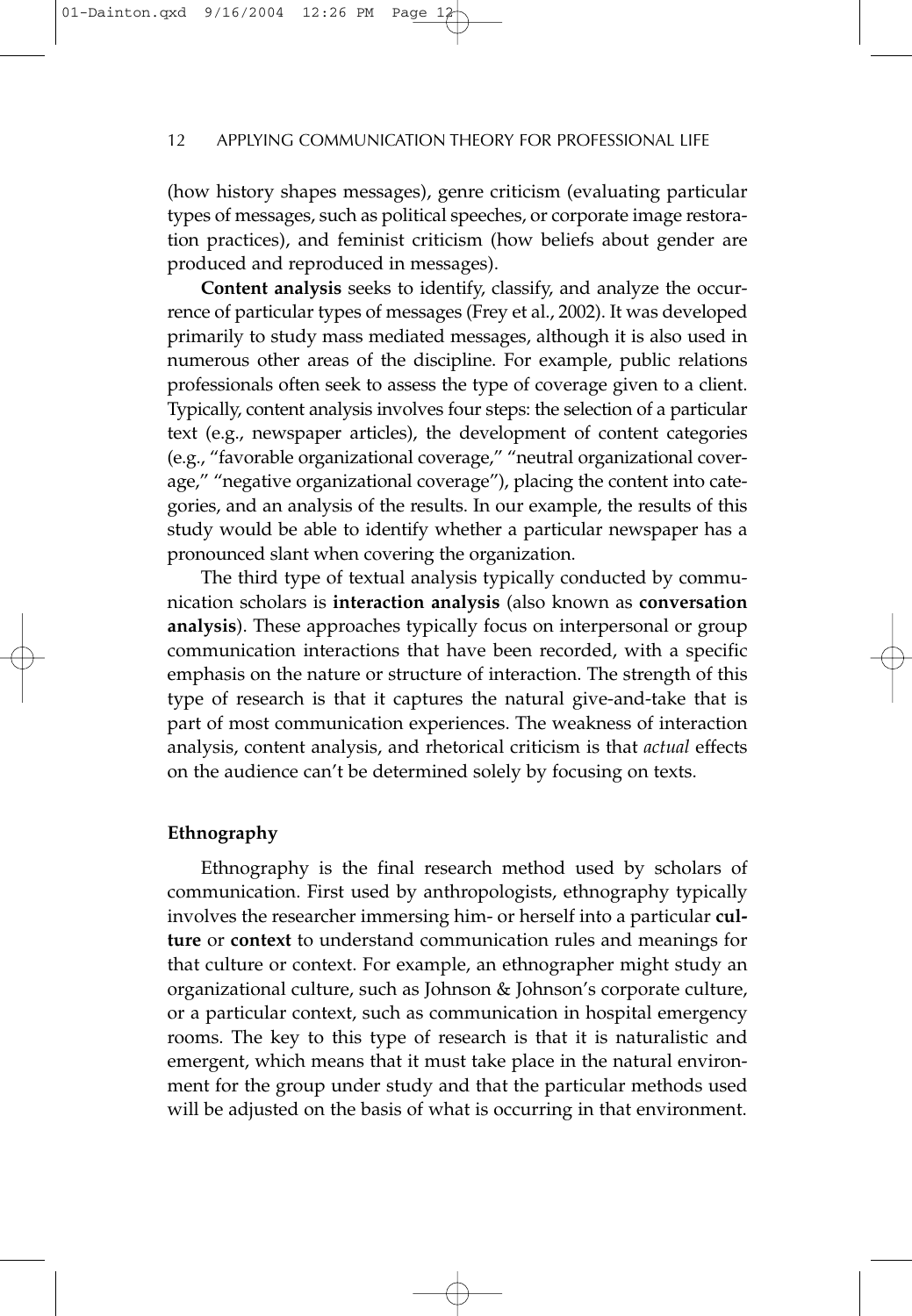(how history shapes messages), genre criticism (evaluating particular types of messages, such as political speeches, or corporate image restoration practices), and feminist criticism (how beliefs about gender are produced and reproduced in messages).

**Content analysis** seeks to identify, classify, and analyze the occurrence of particular types of messages (Frey et al., 2002). It was developed primarily to study mass mediated messages, although it is also used in numerous other areas of the discipline. For example, public relations professionals often seek to assess the type of coverage given to a client. Typically, content analysis involves four steps: the selection of a particular text (e.g., newspaper articles), the development of content categories (e.g., "favorable organizational coverage," "neutral organizational coverage," "negative organizational coverage"), placing the content into categories, and an analysis of the results. In our example, the results of this study would be able to identify whether a particular newspaper has a pronounced slant when covering the organization.

The third type of textual analysis typically conducted by communication scholars is **interaction analysis** (also known as **conversation analysis**). These approaches typically focus on interpersonal or group communication interactions that have been recorded, with a specific emphasis on the nature or structure of interaction. The strength of this type of research is that it captures the natural give-and-take that is part of most communication experiences. The weakness of interaction analysis, content analysis, and rhetorical criticism is that *actual* effects on the audience can't be determined solely by focusing on texts.

### Ethnography

Ethnography is the final research method used by scholars of communication. First used by anthropologists, ethnography typically involves the researcher immersing him- or herself into a particular **culture** or **context** to understand communication rules and meanings for that culture or context. For example, an ethnographer might study an organizational culture, such as Johnson & Johnson's corporate culture, or a particular context, such as communication in hospital emergency rooms. The key to this type of research is that it is naturalistic and emergent, which means that it must take place in the natural environment for the group under study and that the particular methods used will be adjusted on the basis of what is occurring in that environment.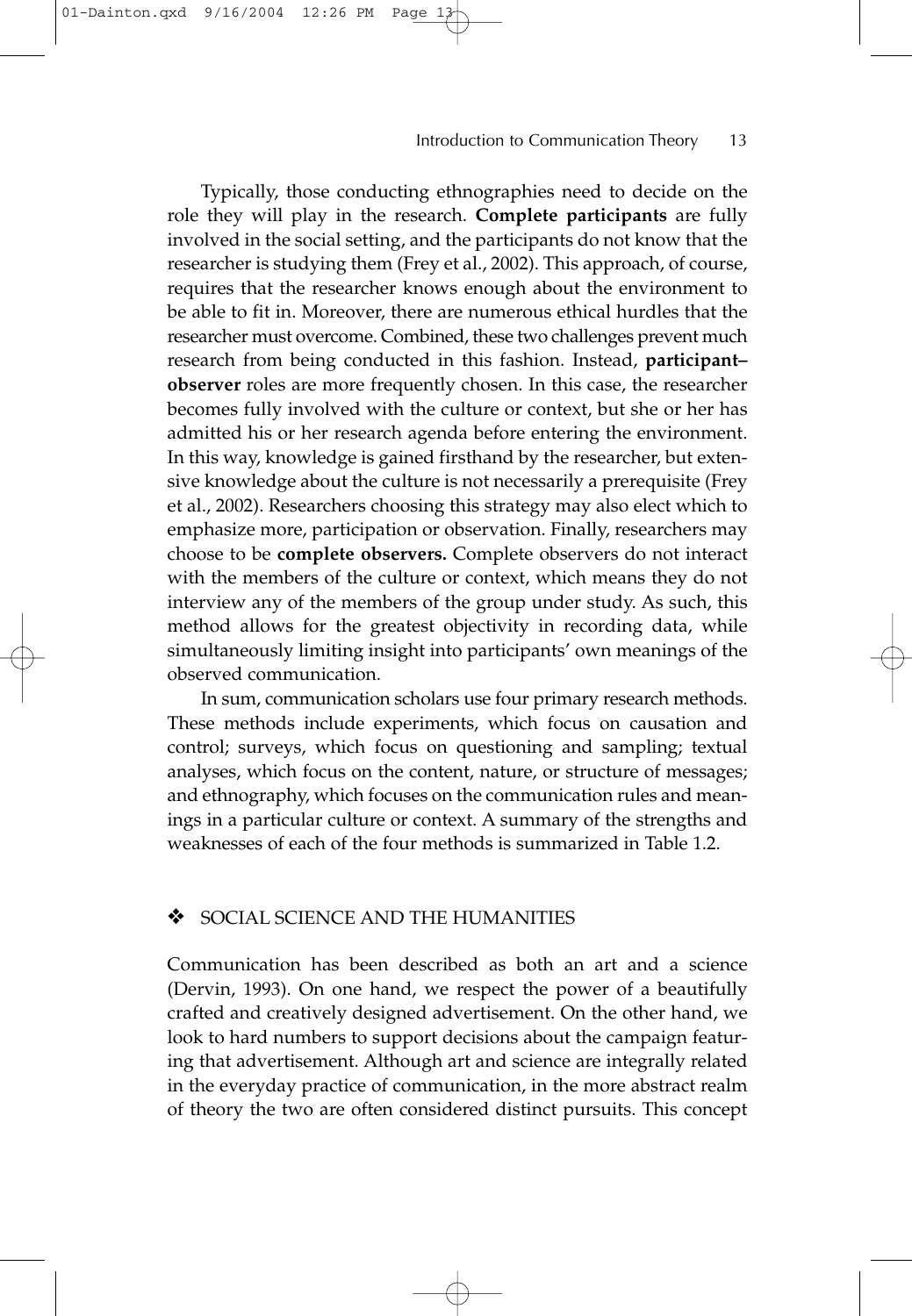Typically, those conducting ethnographies need to decide on the role they will play in the research. **Complete participants** are fully involved in the social setting, and the participants do not know that the researcher is studying them (Frey et al., 2002). This approach, of course, requires that the researcher knows enough about the environment to be able to fit in. Moreover, there are numerous ethical hurdles that the researcher must overcome. Combined, these two challenges prevent much research from being conducted in this fashion. Instead, **participant–observer** roles are more frequently chosen. In this case, the researcher becomes fully involved with the culture or context, but she or her has admitted his or her research agenda before entering the environment. In this way, knowledge is gained firsthand by the researcher, but extensive knowledge about the culture is not necessarily a prerequisite (Frey et al., 2002). Researchers choosing this strategy may also elect which to emphasize more, participation or observation. Finally, researchers may choose to be **complete observers.** Complete observers do not interact with the members of the culture or context, which means they do not interview any of the members of the group under study. As such, this method allows for the greatest objectivity in recording data, while simultaneously limiting insight into participants' own meanings of the observed communication.

In sum, communication scholars use four primary research methods. These methods include experiments, which focus on causation and control; surveys, which focus on questioning and sampling; textual analyses, which focus on the content, nature, or structure of messages; and ethnography, which focuses on the communication rules and meanings in a particular culture or context. A summary of the strengths and weaknesses of each of the four methods is summarized in Table 1.2.

## ❖ SOCIAL SCIENCE AND THE HUMANITIES

Communication has been described as both an art and a science (Dervin, 1993). On one hand, we respect the power of a beautifully crafted and creatively designed advertisement. On the other hand, we look to hard numbers to support decisions about the campaign featuring that advertisement. Although art and science are integrally related in the everyday practice of communication, in the more abstract realm of theory the two are often considered distinct pursuits. This concept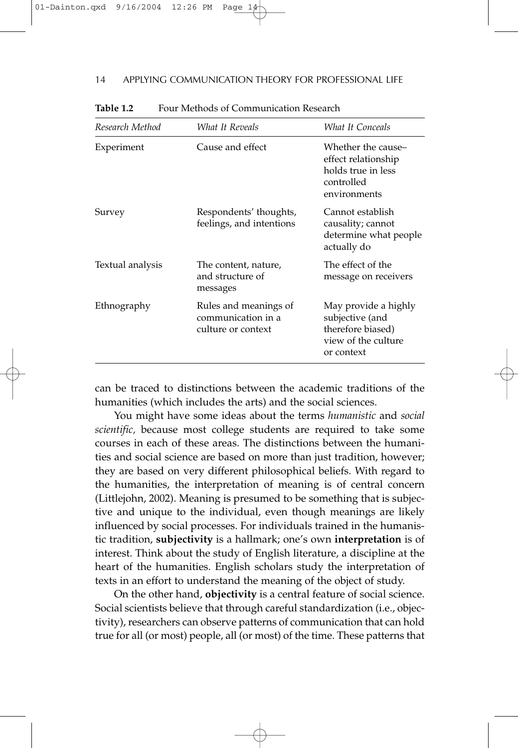**Table 1.2** Four Methods of Communication Research

| *Research Method* | *What It Reveals* | *What It Conceals* |
|---|---|---|
| Experiment | Cause and effect | Whether the cause–effect relationship holds true in less controlled environments |
| Survey | Respondents' thoughts, feelings, and intentions | Cannot establish causality; cannot determine what people actually do |
| Textual analysis | The content, nature, and structure of messages | The effect of the message on receivers |
| Ethnography | Rules and meanings of communication in a culture or context | May provide a highly subjective (and therefore biased) view of the culture or context |

can be traced to distinctions between the academic traditions of the humanities (which includes the arts) and the social sciences.

You might have some ideas about the terms *humanistic* and *social scientific*, because most college students are required to take some courses in each of these areas. The distinctions between the humanities and social science are based on more than just tradition, however; they are based on very different philosophical beliefs. With regard to the humanities, the interpretation of meaning is of central concern (Littlejohn, 2002). Meaning is presumed to be something that is subjective and unique to the individual, even though meanings are likely influenced by social processes. For individuals trained in the humanistic tradition, **subjectivity** is a hallmark; one's own **interpretation** is of interest. Think about the study of English literature, a discipline at the heart of the humanities. English scholars study the interpretation of texts in an effort to understand the meaning of the object of study.

On the other hand, **objectivity** is a central feature of social science. Social scientists believe that through careful standardization (i.e., objectivity), researchers can observe patterns of communication that can hold true for all (or most) people, all (or most) of the time. These patterns that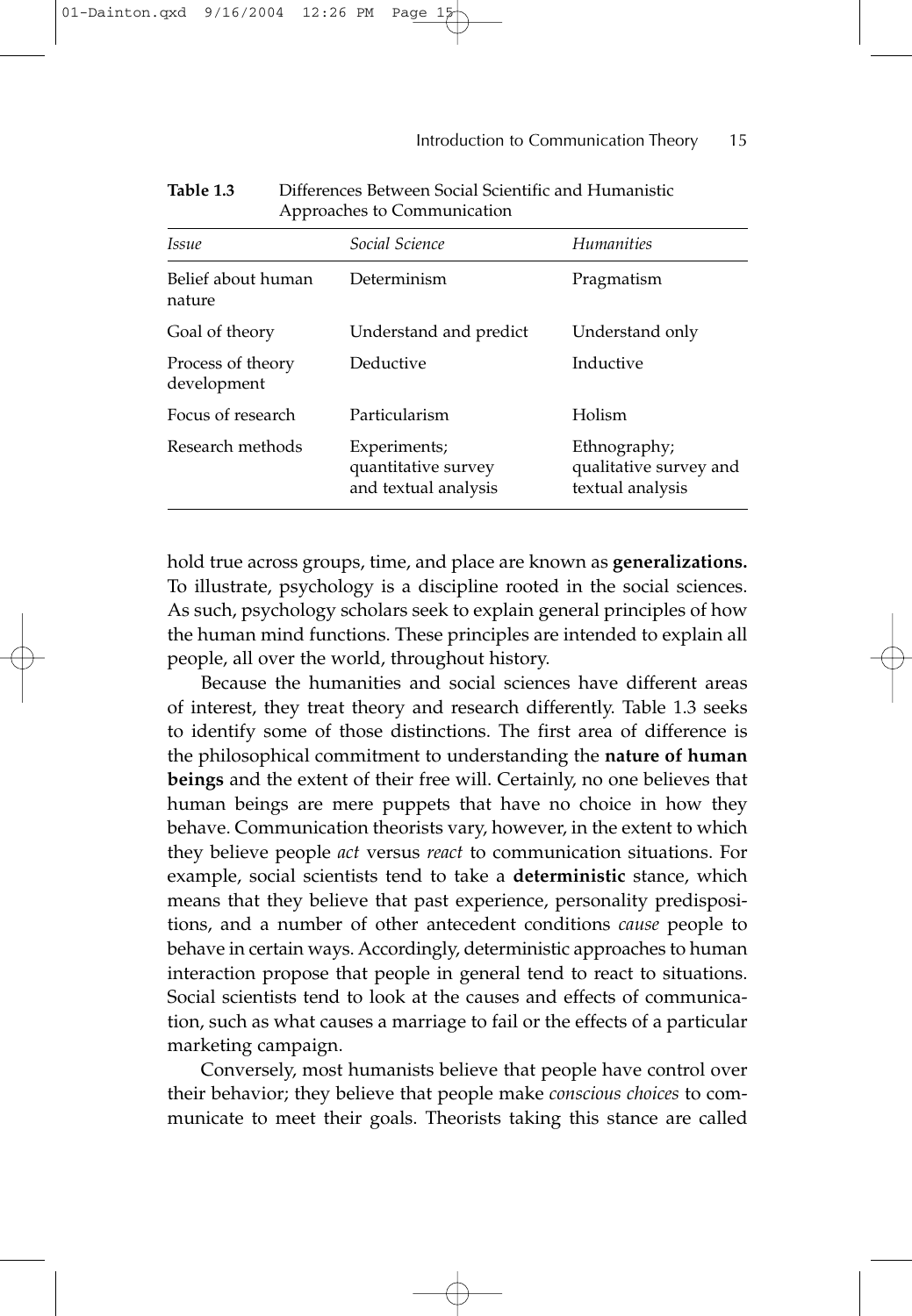**Table 1.3** Differences Between Social Scientific and Humanistic Approaches to Communication

| *Issue* | *Social Science* | *Humanities* |
|---|---|---|
| Belief about human nature | Determinism | Pragmatism |
| Goal of theory | Understand and predict | Understand only |
| Process of theory development | Deductive | Inductive |
| Focus of research | Particularism | Holism |
| Research methods | Experiments; quantitative survey and textual analysis | Ethnography; qualitative survey and textual analysis |

hold true across groups, time, and place are known as **generalizations.** To illustrate, psychology is a discipline rooted in the social sciences. As such, psychology scholars seek to explain general principles of how the human mind functions. These principles are intended to explain all people, all over the world, throughout history.

Because the humanities and social sciences have different areas of interest, they treat theory and research differently. Table 1.3 seeks to identify some of those distinctions. The first area of difference is the philosophical commitment to understanding the **nature of human beings** and the extent of their free will. Certainly, no one believes that human beings are mere puppets that have no choice in how they behave. Communication theorists vary, however, in the extent to which they believe people *act* versus *react* to communication situations. For example, social scientists tend to take a **deterministic** stance, which means that they believe that past experience, personality predispositions, and a number of other antecedent conditions *cause* people to behave in certain ways. Accordingly, deterministic approaches to human interaction propose that people in general tend to react to situations. Social scientists tend to look at the causes and effects of communication, such as what causes a marriage to fail or the effects of a particular marketing campaign.

Conversely, most humanists believe that people have control over their behavior; they believe that people make *conscious choices* to communicate to meet their goals. Theorists taking this stance are called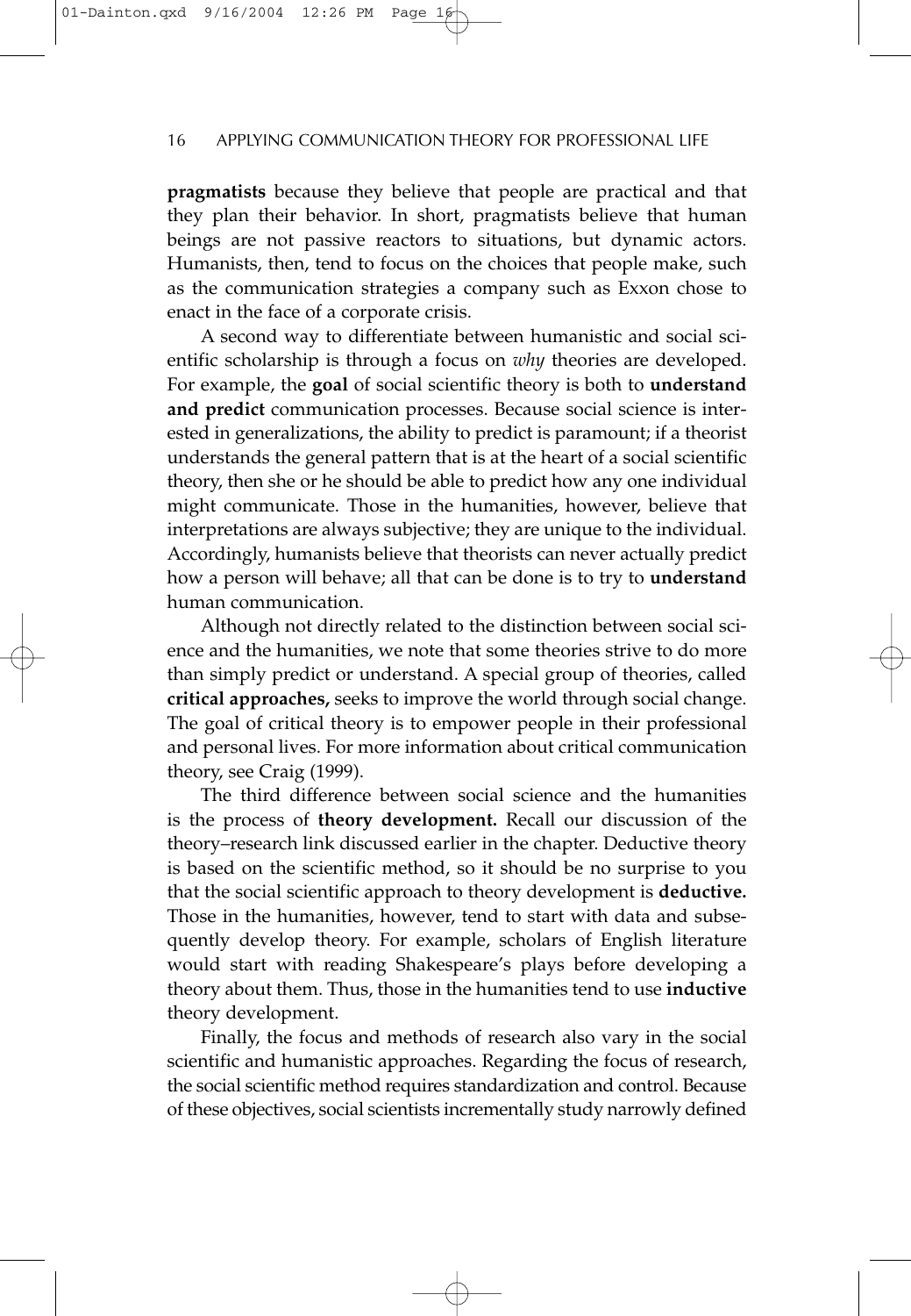**pragmatists** because they believe that people are practical and that they plan their behavior. In short, pragmatists believe that human beings are not passive reactors to situations, but dynamic actors. Humanists, then, tend to focus on the choices that people make, such as the communication strategies a company such as Exxon chose to enact in the face of a corporate crisis.

A second way to differentiate between humanistic and social scientific scholarship is through a focus on *why* theories are developed. For example, the **goal** of social scientific theory is both to **understand and predict** communication processes. Because social science is interested in generalizations, the ability to predict is paramount; if a theorist understands the general pattern that is at the heart of a social scientific theory, then she or he should be able to predict how any one individual might communicate. Those in the humanities, however, believe that interpretations are always subjective; they are unique to the individual. Accordingly, humanists believe that theorists can never actually predict how a person will behave; all that can be done is to try to **understand** human communication.

Although not directly related to the distinction between social science and the humanities, we note that some theories strive to do more than simply predict or understand. A special group of theories, called **critical approaches,** seeks to improve the world through social change. The goal of critical theory is to empower people in their professional and personal lives. For more information about critical communication theory, see Craig (1999).

The third difference between social science and the humanities is the process of **theory development.** Recall our discussion of the theory–research link discussed earlier in the chapter. Deductive theory is based on the scientific method, so it should be no surprise to you that the social scientific approach to theory development is **deductive.** Those in the humanities, however, tend to start with data and subsequently develop theory. For example, scholars of English literature would start with reading Shakespeare's plays before developing a theory about them. Thus, those in the humanities tend to use **inductive** theory development.

Finally, the focus and methods of research also vary in the social scientific and humanistic approaches. Regarding the focus of research, the social scientific method requires standardization and control. Because of these objectives, social scientists incrementally study narrowly defined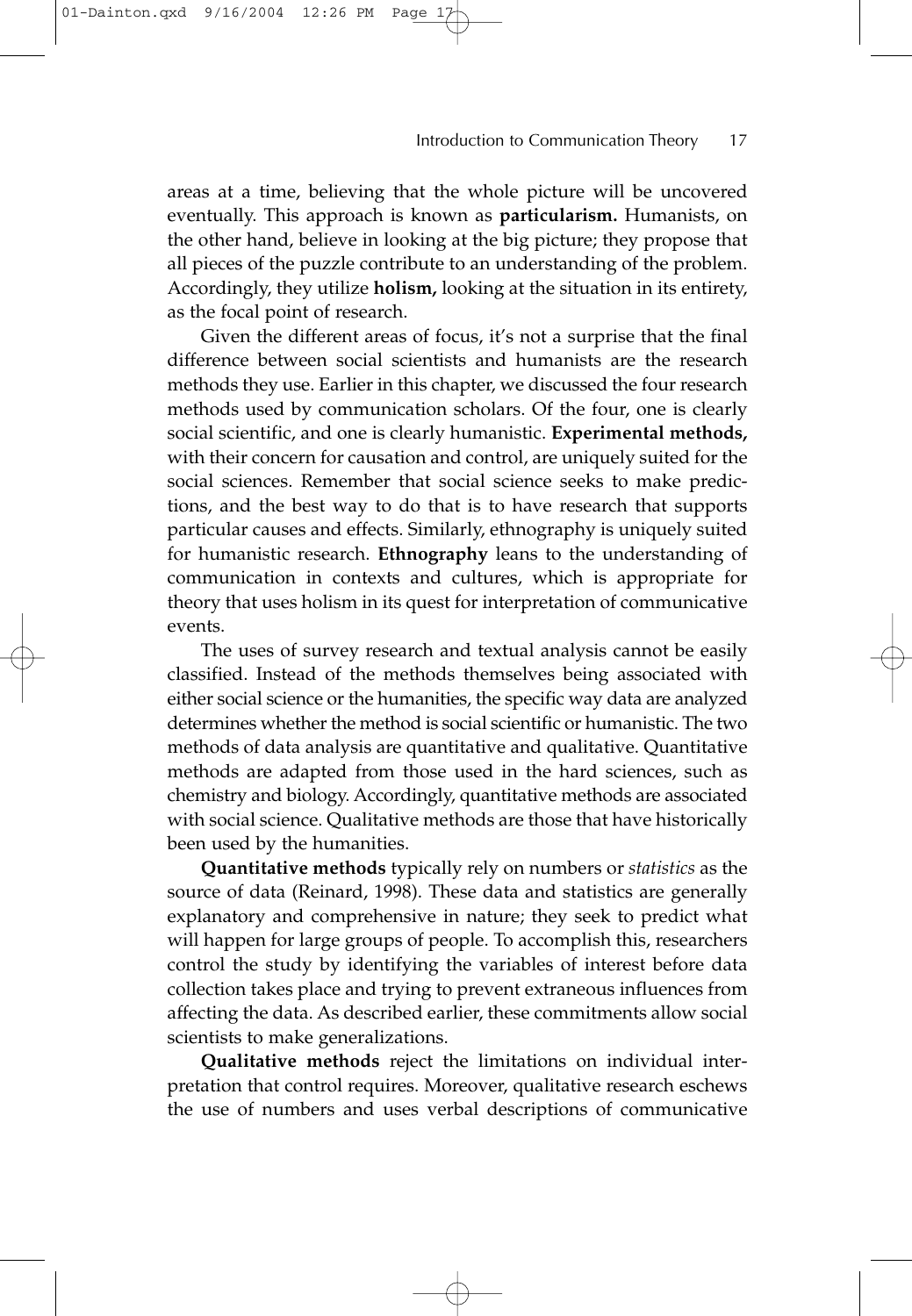areas at a time, believing that the whole picture will be uncovered eventually. This approach is known as **particularism.** Humanists, on the other hand, believe in looking at the big picture; they propose that all pieces of the puzzle contribute to an understanding of the problem. Accordingly, they utilize **holism,** looking at the situation in its entirety, as the focal point of research.

Given the different areas of focus, it's not a surprise that the final difference between social scientists and humanists are the research methods they use. Earlier in this chapter, we discussed the four research methods used by communication scholars. Of the four, one is clearly social scientific, and one is clearly humanistic. **Experimental methods,** with their concern for causation and control, are uniquely suited for the social sciences. Remember that social science seeks to make predictions, and the best way to do that is to have research that supports particular causes and effects. Similarly, ethnography is uniquely suited for humanistic research. **Ethnography** leans to the understanding of communication in contexts and cultures, which is appropriate for theory that uses holism in its quest for interpretation of communicative events.

The uses of survey research and textual analysis cannot be easily classified. Instead of the methods themselves being associated with either social science or the humanities, the specific way data are analyzed determines whether the method is social scientific or humanistic. The two methods of data analysis are quantitative and qualitative. Quantitative methods are adapted from those used in the hard sciences, such as chemistry and biology. Accordingly, quantitative methods are associated with social science. Qualitative methods are those that have historically been used by the humanities.

**Quantitative methods** typically rely on numbers or *statistics* as the source of data (Reinard, 1998). These data and statistics are generally explanatory and comprehensive in nature; they seek to predict what will happen for large groups of people. To accomplish this, researchers control the study by identifying the variables of interest before data collection takes place and trying to prevent extraneous influences from affecting the data. As described earlier, these commitments allow social scientists to make generalizations.

**Qualitative methods** reject the limitations on individual interpretation that control requires. Moreover, qualitative research eschews the use of numbers and uses verbal descriptions of communicative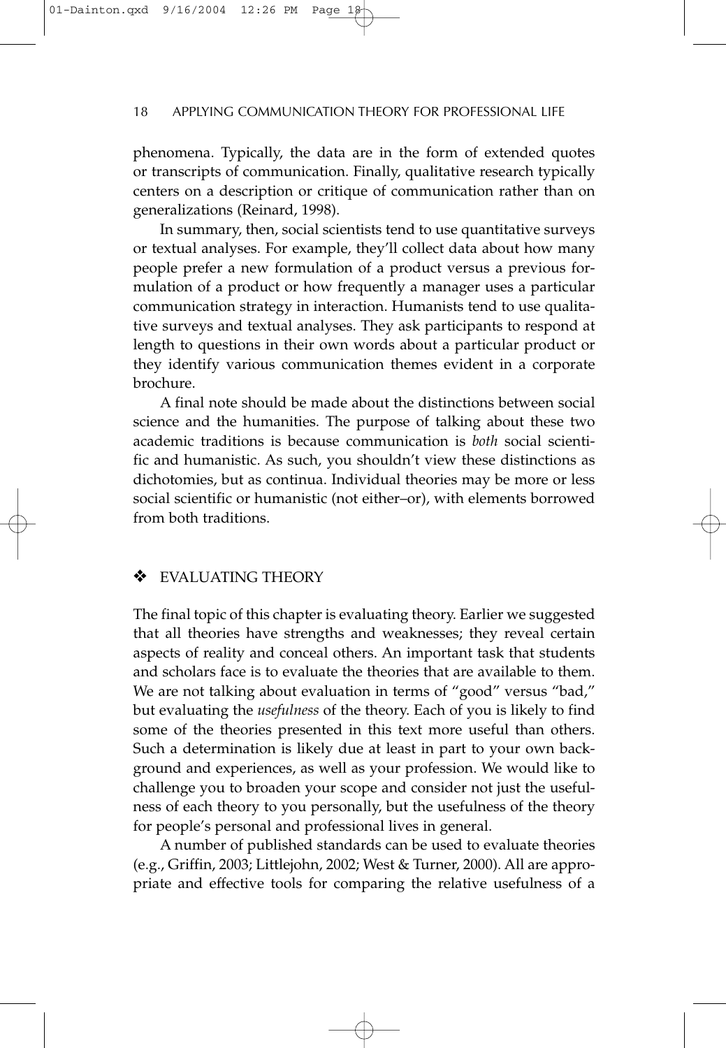phenomena. Typically, the data are in the form of extended quotes or transcripts of communication. Finally, qualitative research typically centers on a description or critique of communication rather than on generalizations (Reinard, 1998).

In summary, then, social scientists tend to use quantitative surveys or textual analyses. For example, they'll collect data about how many people prefer a new formulation of a product versus a previous formulation of a product or how frequently a manager uses a particular communication strategy in interaction. Humanists tend to use qualitative surveys and textual analyses. They ask participants to respond at length to questions in their own words about a particular product or they identify various communication themes evident in a corporate brochure.

A final note should be made about the distinctions between social science and the humanities. The purpose of talking about these two academic traditions is because communication is *both* social scientific and humanistic. As such, you shouldn't view these distinctions as dichotomies, but as continua. Individual theories may be more or less social scientific or humanistic (not either–or), with elements borrowed from both traditions.

## ❖ EVALUATING THEORY

The final topic of this chapter is evaluating theory. Earlier we suggested that all theories have strengths and weaknesses; they reveal certain aspects of reality and conceal others. An important task that students and scholars face is to evaluate the theories that are available to them. We are not talking about evaluation in terms of "good" versus "bad," but evaluating the *usefulness* of the theory. Each of you is likely to find some of the theories presented in this text more useful than others. Such a determination is likely due at least in part to your own background and experiences, as well as your profession. We would like to challenge you to broaden your scope and consider not just the usefulness of each theory to you personally, but the usefulness of the theory for people's personal and professional lives in general.

A number of published standards can be used to evaluate theories (e.g., Griffin, 2003; Littlejohn, 2002; West & Turner, 2000). All are appropriate and effective tools for comparing the relative usefulness of a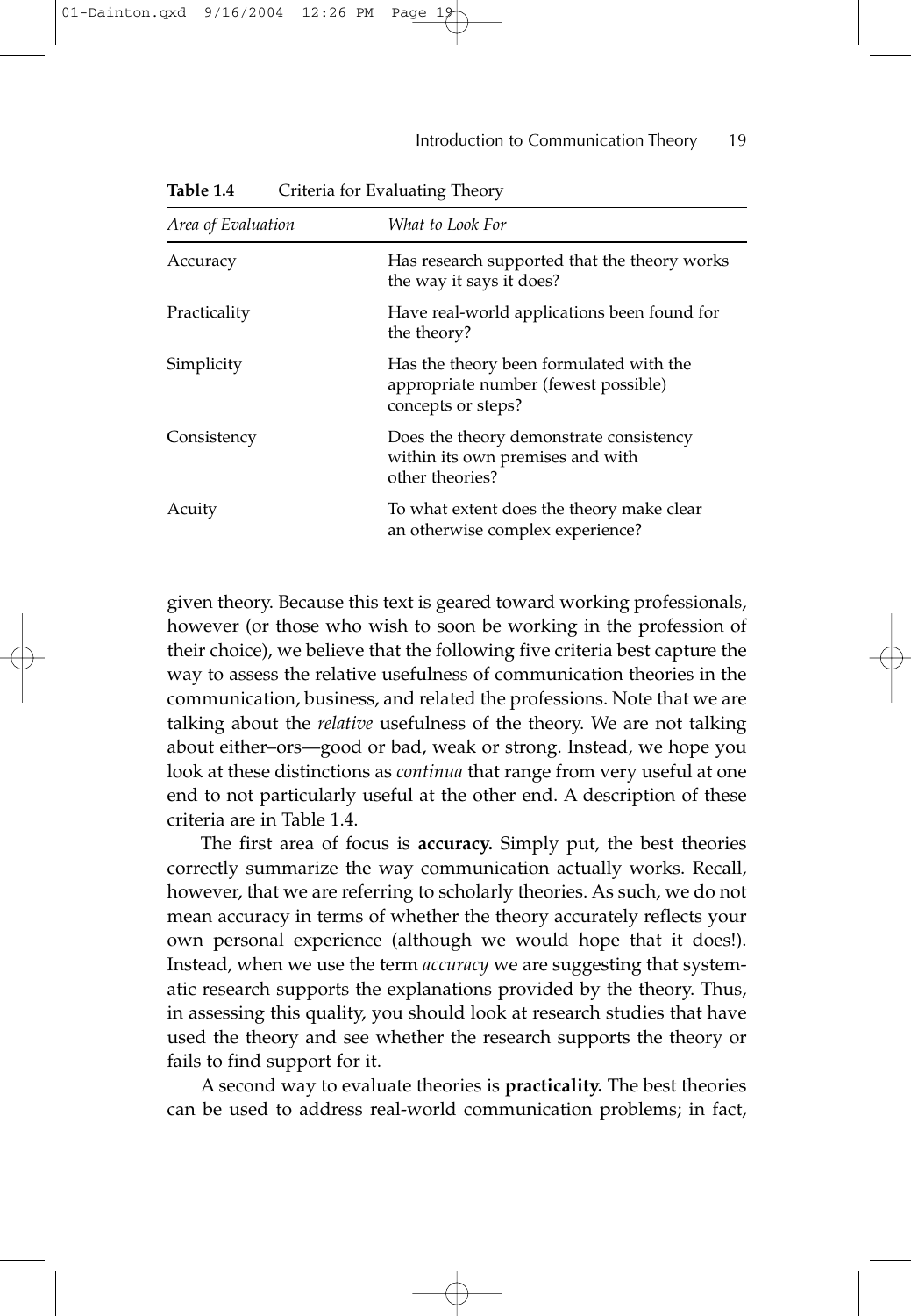**Table 1.4** Criteria for Evaluating Theory

| *Area of Evaluation* | *What to Look For* |
|---|---|
| Accuracy | Has research supported that the theory works the way it says it does? |
| Practicality | Have real-world applications been found for the theory? |
| Simplicity | Has the theory been formulated with the appropriate number (fewest possible) concepts or steps? |
| Consistency | Does the theory demonstrate consistency within its own premises and with other theories? |
| Acuity | To what extent does the theory make clear an otherwise complex experience? |

given theory. Because this text is geared toward working professionals, however (or those who wish to soon be working in the profession of their choice), we believe that the following five criteria best capture the way to assess the relative usefulness of communication theories in the communication, business, and related the professions. Note that we are talking about the *relative* usefulness of the theory. We are not talking about either–ors—good or bad, weak or strong. Instead, we hope you look at these distinctions as *continua* that range from very useful at one end to not particularly useful at the other end. A description of these criteria are in Table 1.4.

The first area of focus is **accuracy.** Simply put, the best theories correctly summarize the way communication actually works. Recall, however, that we are referring to scholarly theories. As such, we do not mean accuracy in terms of whether the theory accurately reflects your own personal experience (although we would hope that it does!). Instead, when we use the term *accuracy* we are suggesting that systematic research supports the explanations provided by the theory. Thus, in assessing this quality, you should look at research studies that have used the theory and see whether the research supports the theory or fails to find support for it.

A second way to evaluate theories is **practicality.** The best theories can be used to address real-world communication problems; in fact,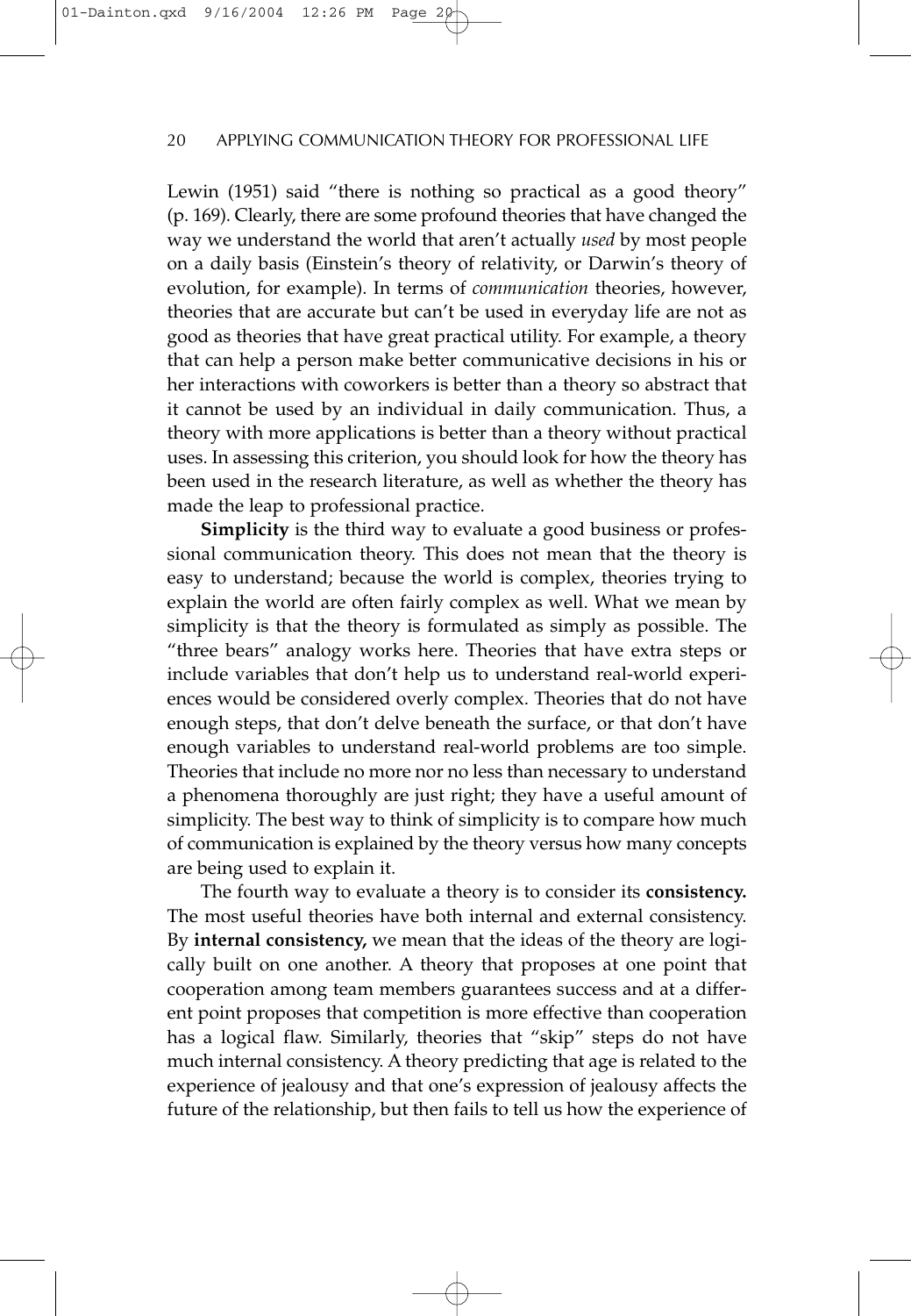Lewin (1951) said "there is nothing so practical as a good theory" (p. 169). Clearly, there are some profound theories that have changed the way we understand the world that aren't actually *used* by most people on a daily basis (Einstein's theory of relativity, or Darwin's theory of evolution, for example). In terms of *communication* theories, however, theories that are accurate but can't be used in everyday life are not as good as theories that have great practical utility. For example, a theory that can help a person make better communicative decisions in his or her interactions with coworkers is better than a theory so abstract that it cannot be used by an individual in daily communication. Thus, a theory with more applications is better than a theory without practical uses. In assessing this criterion, you should look for how the theory has been used in the research literature, as well as whether the theory has made the leap to professional practice.

**Simplicity** is the third way to evaluate a good business or professional communication theory. This does not mean that the theory is easy to understand; because the world is complex, theories trying to explain the world are often fairly complex as well. What we mean by simplicity is that the theory is formulated as simply as possible. The "three bears" analogy works here. Theories that have extra steps or include variables that don't help us to understand real-world experiences would be considered overly complex. Theories that do not have enough steps, that don't delve beneath the surface, or that don't have enough variables to understand real-world problems are too simple. Theories that include no more nor no less than necessary to understand a phenomena thoroughly are just right; they have a useful amount of simplicity. The best way to think of simplicity is to compare how much of communication is explained by the theory versus how many concepts are being used to explain it.

The fourth way to evaluate a theory is to consider its **consistency.** The most useful theories have both internal and external consistency. By **internal consistency,** we mean that the ideas of the theory are logically built on one another. A theory that proposes at one point that cooperation among team members guarantees success and at a different point proposes that competition is more effective than cooperation has a logical flaw. Similarly, theories that "skip" steps do not have much internal consistency. A theory predicting that age is related to the experience of jealousy and that one's expression of jealousy affects the future of the relationship, but then fails to tell us how the experience of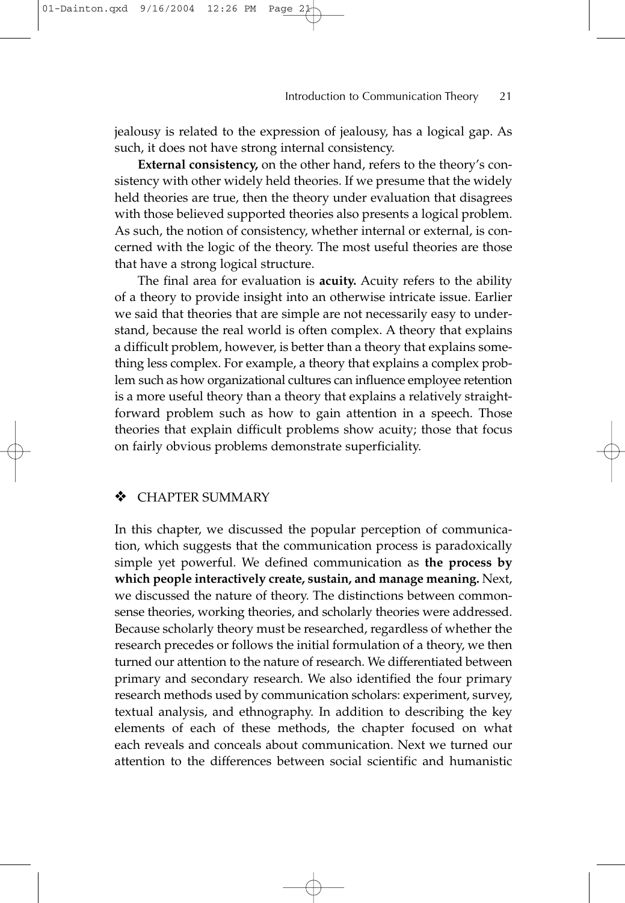jealousy is related to the expression of jealousy, has a logical gap. As such, it does not have strong internal consistency.

**External consistency,** on the other hand, refers to the theory's consistency with other widely held theories. If we presume that the widely held theories are true, then the theory under evaluation that disagrees with those believed supported theories also presents a logical problem. As such, the notion of consistency, whether internal or external, is concerned with the logic of the theory. The most useful theories are those that have a strong logical structure.

The final area for evaluation is **acuity.** Acuity refers to the ability of a theory to provide insight into an otherwise intricate issue. Earlier we said that theories that are simple are not necessarily easy to understand, because the real world is often complex. A theory that explains a difficult problem, however, is better than a theory that explains something less complex. For example, a theory that explains a complex problem such as how organizational cultures can influence employee retention is a more useful theory than a theory that explains a relatively straightforward problem such as how to gain attention in a speech. Those theories that explain difficult problems show acuity; those that focus on fairly obvious problems demonstrate superficiality.

## ❖ CHAPTER SUMMARY

In this chapter, we discussed the popular perception of communication, which suggests that the communication process is paradoxically simple yet powerful. We defined communication as **the process by which people interactively create, sustain, and manage meaning.** Next, we discussed the nature of theory. The distinctions between commonsense theories, working theories, and scholarly theories were addressed. Because scholarly theory must be researched, regardless of whether the research precedes or follows the initial formulation of a theory, we then turned our attention to the nature of research. We differentiated between primary and secondary research. We also identified the four primary research methods used by communication scholars: experiment, survey, textual analysis, and ethnography. In addition to describing the key elements of each of these methods, the chapter focused on what each reveals and conceals about communication. Next we turned our attention to the differences between social scientific and humanistic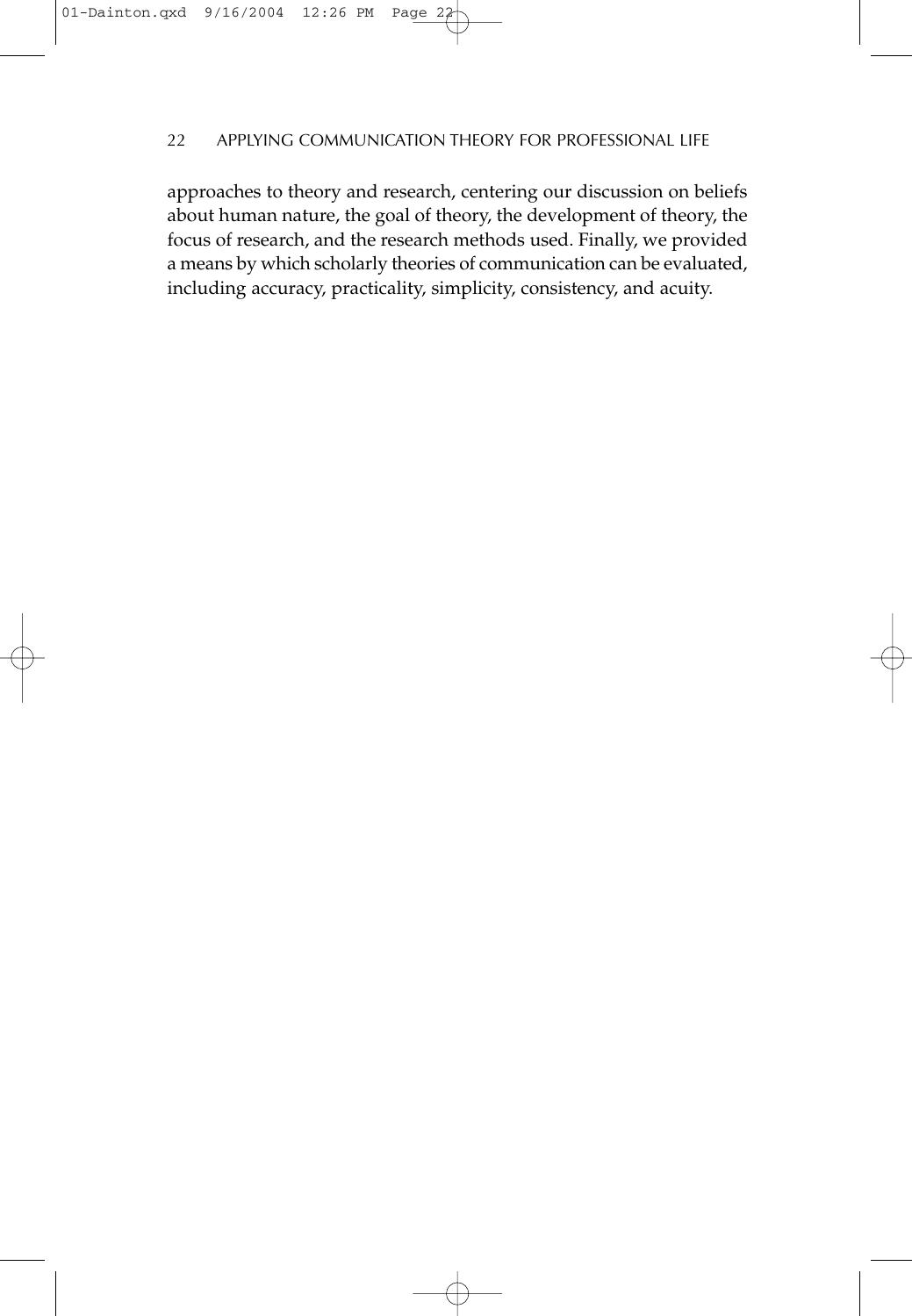approaches to theory and research, centering our discussion on beliefs about human nature, the goal of theory, the development of theory, the focus of research, and the research methods used. Finally, we provided a means by which scholarly theories of communication can be evaluated, including accuracy, practicality, simplicity, consistency, and acuity.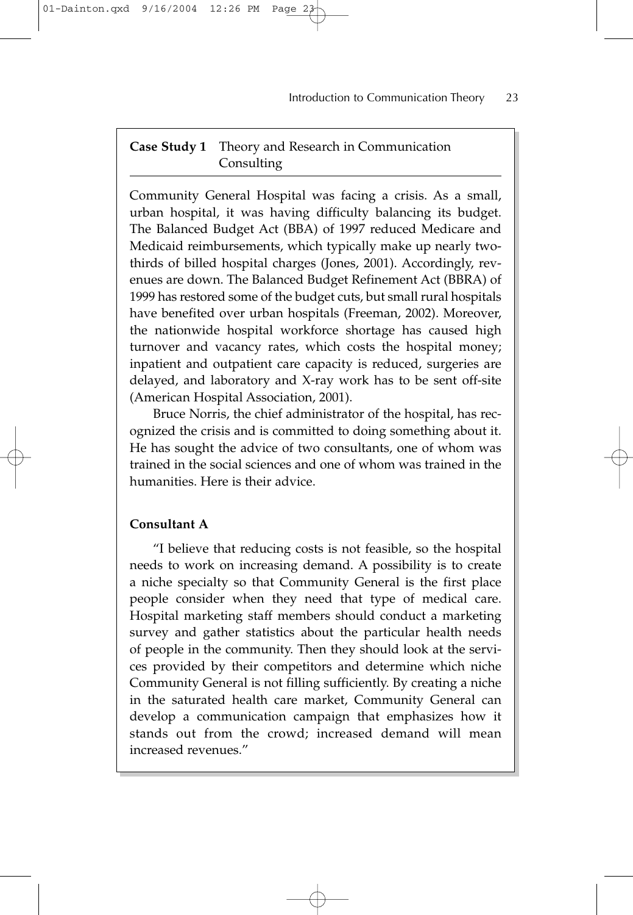## Case Study 1 Theory and Research in Communication Consulting

Community General Hospital was facing a crisis. As a small, urban hospital, it was having difficulty balancing its budget. The Balanced Budget Act (BBA) of 1997 reduced Medicare and Medicaid reimbursements, which typically make up nearly two-thirds of billed hospital charges (Jones, 2001). Accordingly, revenues are down. The Balanced Budget Refinement Act (BBRA) of 1999 has restored some of the budget cuts, but small rural hospitals have benefited over urban hospitals (Freeman, 2002). Moreover, the nationwide hospital workforce shortage has caused high turnover and vacancy rates, which costs the hospital money; inpatient and outpatient care capacity is reduced, surgeries are delayed, and laboratory and X-ray work has to be sent off-site (American Hospital Association, 2001).

Bruce Norris, the chief administrator of the hospital, has recognized the crisis and is committed to doing something about it. He has sought the advice of two consultants, one of whom was trained in the social sciences and one of whom was trained in the humanities. Here is their advice.

**Consultant A**

"I believe that reducing costs is not feasible, so the hospital needs to work on increasing demand. A possibility is to create a niche specialty so that Community General is the first place people consider when they need that type of medical care. Hospital marketing staff members should conduct a marketing survey and gather statistics about the particular health needs of people in the community. Then they should look at the services provided by their competitors and determine which niche Community General is not filling sufficiently. By creating a niche in the saturated health care market, Community General can develop a communication campaign that emphasizes how it stands out from the crowd; increased demand will mean increased revenues."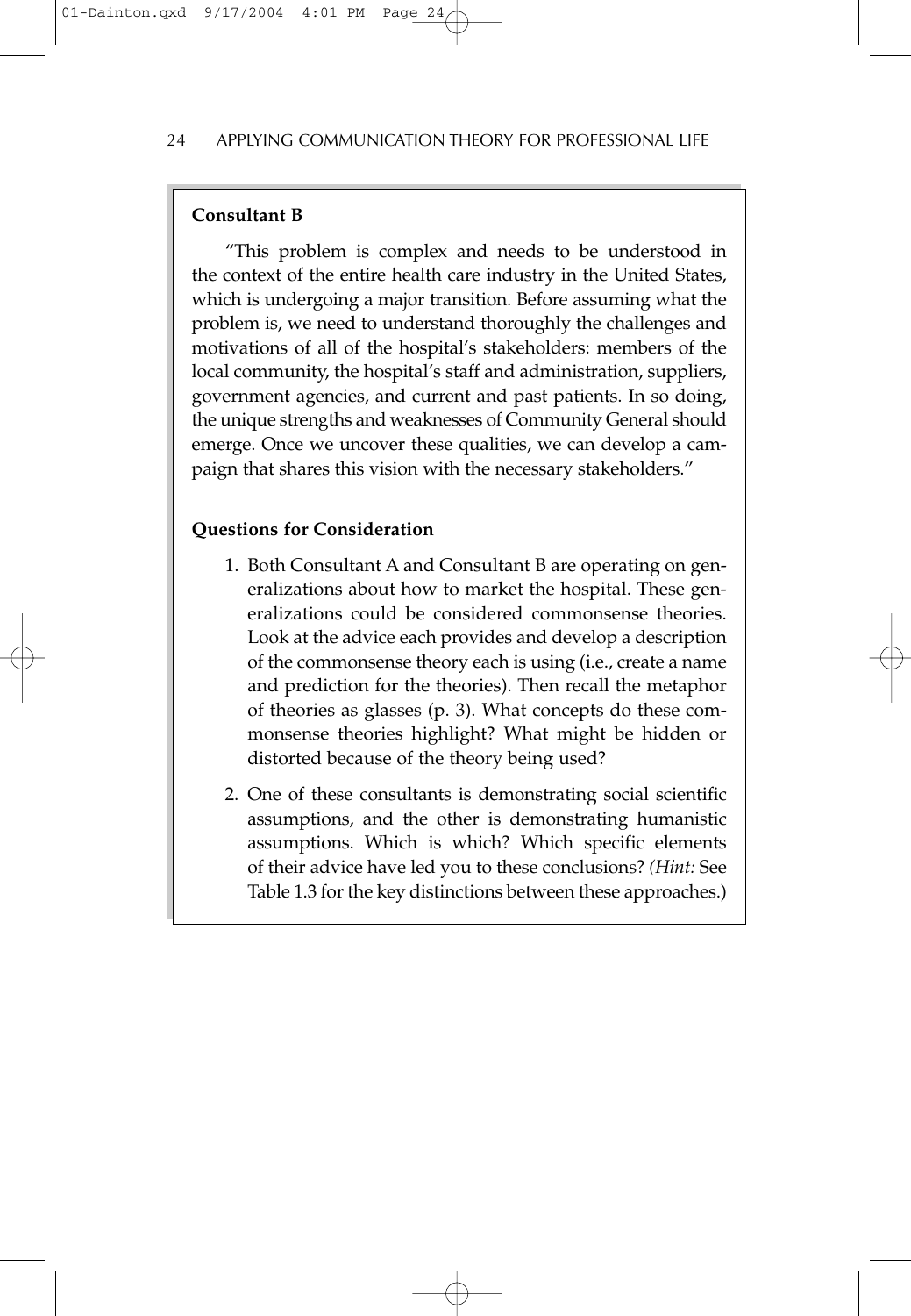**Consultant B**

"This problem is complex and needs to be understood in the context of the entire health care industry in the United States, which is undergoing a major transition. Before assuming what the problem is, we need to understand thoroughly the challenges and motivations of all of the hospital's stakeholders: members of the local community, the hospital's staff and administration, suppliers, government agencies, and current and past patients. In so doing, the unique strengths and weaknesses of Community General should emerge. Once we uncover these qualities, we can develop a campaign that shares this vision with the necessary stakeholders."

**Questions for Consideration**

1. Both Consultant A and Consultant B are operating on generalizations about how to market the hospital. These generalizations could be considered commonsense theories. Look at the advice each provides and develop a description of the commonsense theory each is using (i.e., create a name and prediction for the theories). Then recall the metaphor of theories as glasses (p. 3). What concepts do these commonsense theories highlight? What might be hidden or distorted because of the theory being used?

2. One of these consultants is demonstrating social scientific assumptions, and the other is demonstrating humanistic assumptions. Which is which? Which specific elements of their advice have led you to these conclusions? *(Hint:* See Table 1.3 for the key distinctions between these approaches.)